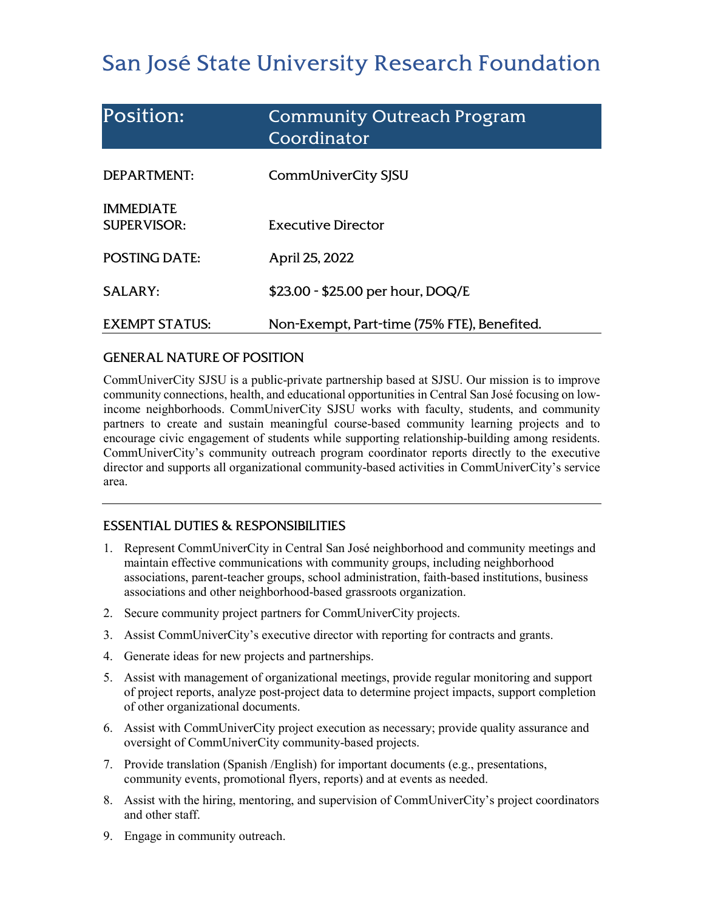# San José State University Research Foundation

| Position: | Community Outreach Program Coordinator |
|---|---|
| DEPARTMENT: | CommUniverCity SJSU |
| IMMEDIATE SUPERVISOR: | Executive Director |
| POSTING DATE: | April 25, 2022 |
| SALARY: | $23.00 - $25.00 per hour, DOQ/E |
| EXEMPT STATUS: | Non-Exempt, Part-time (75% FTE), Benefited. |

## GENERAL NATURE OF POSITION

CommUniverCity SJSU is a public-private partnership based at SJSU. Our mission is to improve community connections, health, and educational opportunities in Central San José focusing on low-income neighborhoods. CommUniverCity SJSU works with faculty, students, and community partners to create and sustain meaningful course-based community learning projects and to encourage civic engagement of students while supporting relationship-building among residents. CommUniverCity's community outreach program coordinator reports directly to the executive director and supports all organizational community-based activities in CommUniverCity's service area.

## ESSENTIAL DUTIES & RESPONSIBILITIES

1. Represent CommUniverCity in Central San José neighborhood and community meetings and maintain effective communications with community groups, including neighborhood associations, parent-teacher groups, school administration, faith-based institutions, business associations and other neighborhood-based grassroots organization.
2. Secure community project partners for CommUniverCity projects.
3. Assist CommUniverCity's executive director with reporting for contracts and grants.
4. Generate ideas for new projects and partnerships.
5. Assist with management of organizational meetings, provide regular monitoring and support of project reports, analyze post-project data to determine project impacts, support completion of other organizational documents.
6. Assist with CommUniverCity project execution as necessary; provide quality assurance and oversight of CommUniverCity community-based projects.
7. Provide translation (Spanish /English) for important documents (e.g., presentations, community events, promotional flyers, reports) and at events as needed.
8. Assist with the hiring, mentoring, and supervision of CommUniverCity's project coordinators and other staff.
9. Engage in community outreach.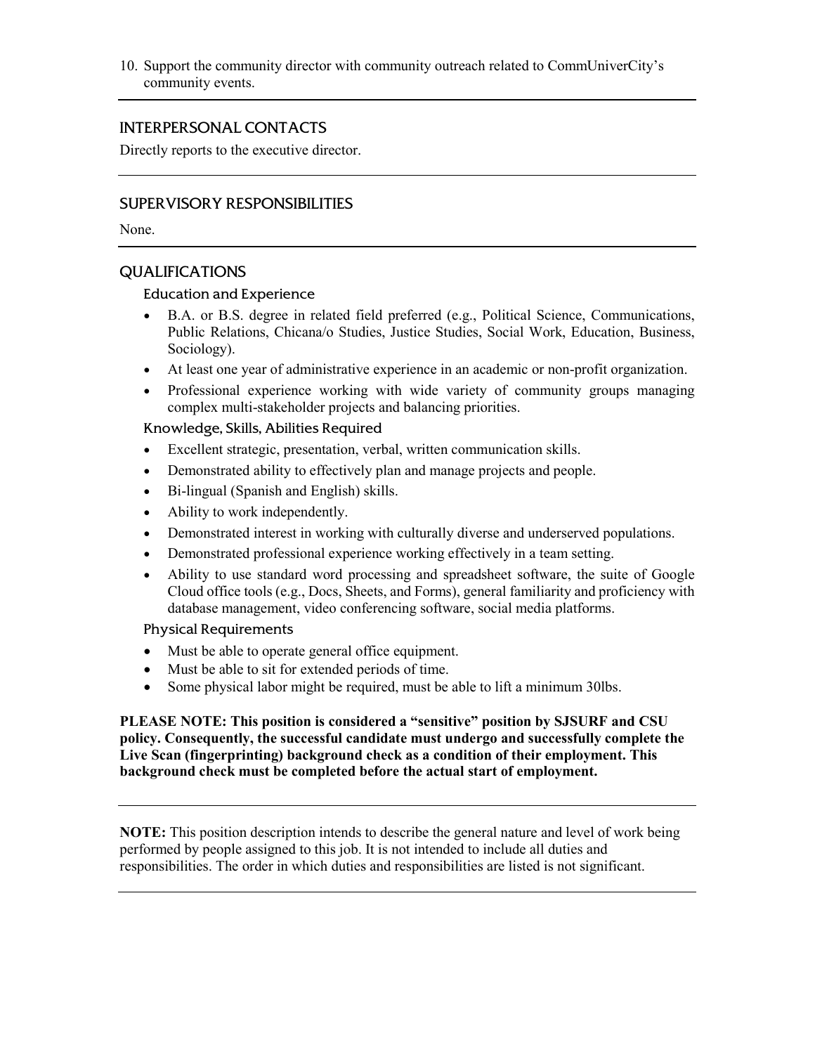10. Support the community director with community outreach related to CommUniverCity's community events.

## INTERPERSONAL CONTACTS

Directly reports to the executive director.

## SUPERVISORY RESPONSIBILITIES

None.

## QUALIFICATIONS

### Education and Experience

- B.A. or B.S. degree in related field preferred (e.g., Political Science, Communications, Public Relations, Chicana/o Studies, Justice Studies, Social Work, Education, Business, Sociology).
- At least one year of administrative experience in an academic or non-profit organization.
- Professional experience working with wide variety of community groups managing complex multi-stakeholder projects and balancing priorities.

### Knowledge, Skills, Abilities Required

- Excellent strategic, presentation, verbal, written communication skills.
- Demonstrated ability to effectively plan and manage projects and people.
- Bi-lingual (Spanish and English) skills.
- Ability to work independently.
- Demonstrated interest in working with culturally diverse and underserved populations.
- Demonstrated professional experience working effectively in a team setting.
- Ability to use standard word processing and spreadsheet software, the suite of Google Cloud office tools (e.g., Docs, Sheets, and Forms), general familiarity and proficiency with database management, video conferencing software, social media platforms.

### Physical Requirements

- Must be able to operate general office equipment.
- Must be able to sit for extended periods of time.
- Some physical labor might be required, must be able to lift a minimum 30lbs.

**PLEASE NOTE: This position is considered a "sensitive" position by SJSURF and CSU policy. Consequently, the successful candidate must undergo and successfully complete the Live Scan (fingerprinting) background check as a condition of their employment. This background check must be completed before the actual start of employment.**

---

**NOTE:** This position description intends to describe the general nature and level of work being performed by people assigned to this job. It is not intended to include all duties and responsibilities. The order in which duties and responsibilities are listed is not significant.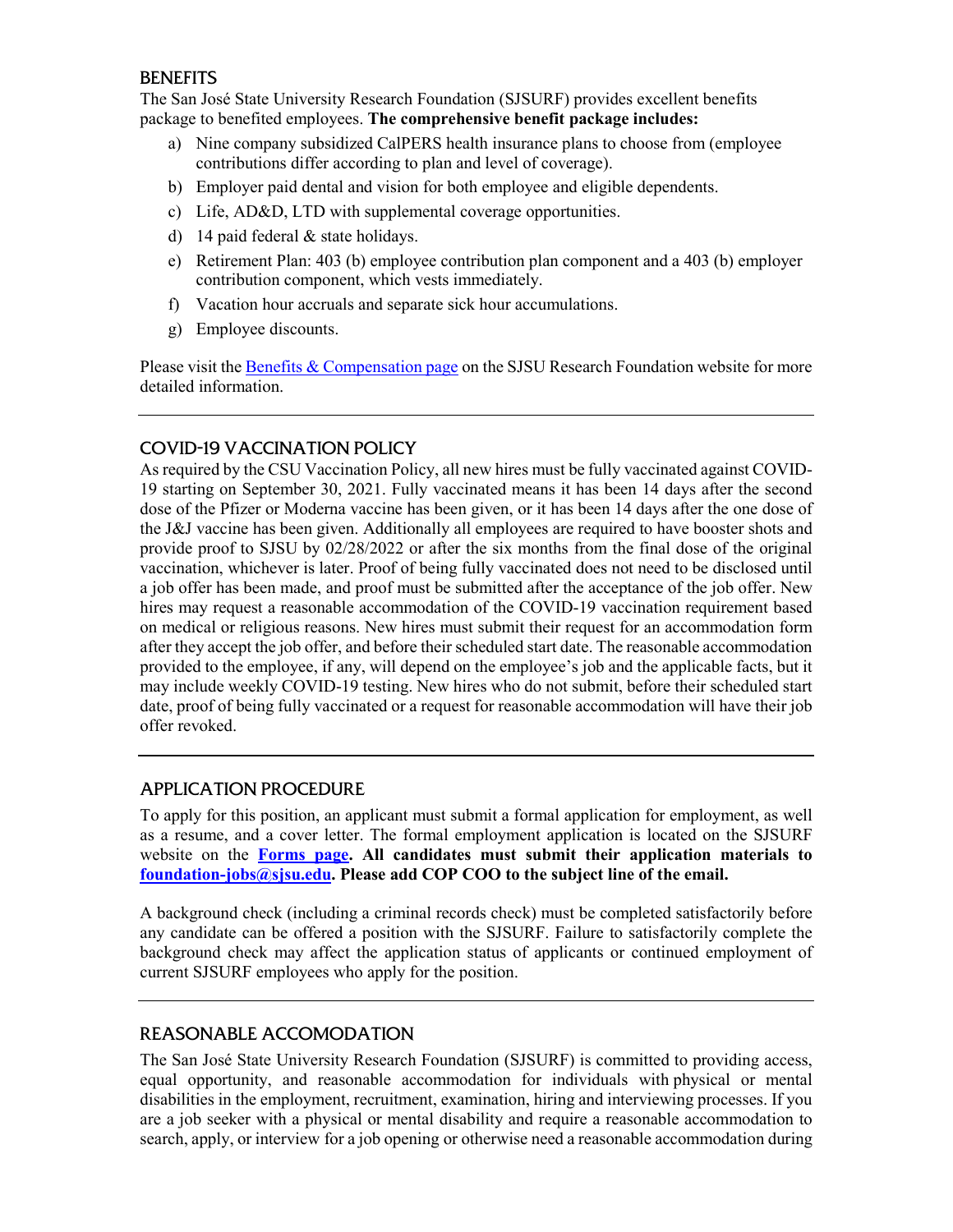## BENEFITS

The San José State University Research Foundation (SJSURF) provides excellent benefits package to benefited employees. **The comprehensive benefit package includes:**

a) Nine company subsidized CalPERS health insurance plans to choose from (employee contributions differ according to plan and level of coverage).
b) Employer paid dental and vision for both employee and eligible dependents.
c) Life, AD&D, LTD with supplemental coverage opportunities.
d) 14 paid federal & state holidays.
e) Retirement Plan: 403 (b) employee contribution plan component and a 403 (b) employer contribution component, which vests immediately.
f) Vacation hour accruals and separate sick hour accumulations.
g) Employee discounts.

Please visit the Benefits & Compensation page on the SJSU Research Foundation website for more detailed information.

---

## COVID-19 VACCINATION POLICY

As required by the CSU Vaccination Policy, all new hires must be fully vaccinated against COVID-19 starting on September 30, 2021. Fully vaccinated means it has been 14 days after the second dose of the Pfizer or Moderna vaccine has been given, or it has been 14 days after the one dose of the J&J vaccine has been given. Additionally all employees are required to have booster shots and provide proof to SJSU by 02/28/2022 or after the six months from the final dose of the original vaccination, whichever is later. Proof of being fully vaccinated does not need to be disclosed until a job offer has been made, and proof must be submitted after the acceptance of the job offer. New hires may request a reasonable accommodation of the COVID-19 vaccination requirement based on medical or religious reasons. New hires must submit their request for an accommodation form after they accept the job offer, and before their scheduled start date. The reasonable accommodation provided to the employee, if any, will depend on the employee's job and the applicable facts, but it may include weekly COVID-19 testing. New hires who do not submit, before their scheduled start date, proof of being fully vaccinated or a request for reasonable accommodation will have their job offer revoked.

---

## APPLICATION PROCEDURE

To apply for this position, an applicant must submit a formal application for employment, as well as a resume, and a cover letter. The formal employment application is located on the SJSURF website on the **Forms page. All candidates must submit their application materials to foundation-jobs@sjsu.edu. Please add COP COO to the subject line of the email.**

A background check (including a criminal records check) must be completed satisfactorily before any candidate can be offered a position with the SJSURF. Failure to satisfactorily complete the background check may affect the application status of applicants or continued employment of current SJSURF employees who apply for the position.

---

## REASONABLE ACCOMODATION

The San José State University Research Foundation (SJSURF) is committed to providing access, equal opportunity, and reasonable accommodation for individuals with physical or mental disabilities in the employment, recruitment, examination, hiring and interviewing processes. If you are a job seeker with a physical or mental disability and require a reasonable accommodation to search, apply, or interview for a job opening or otherwise need a reasonable accommodation during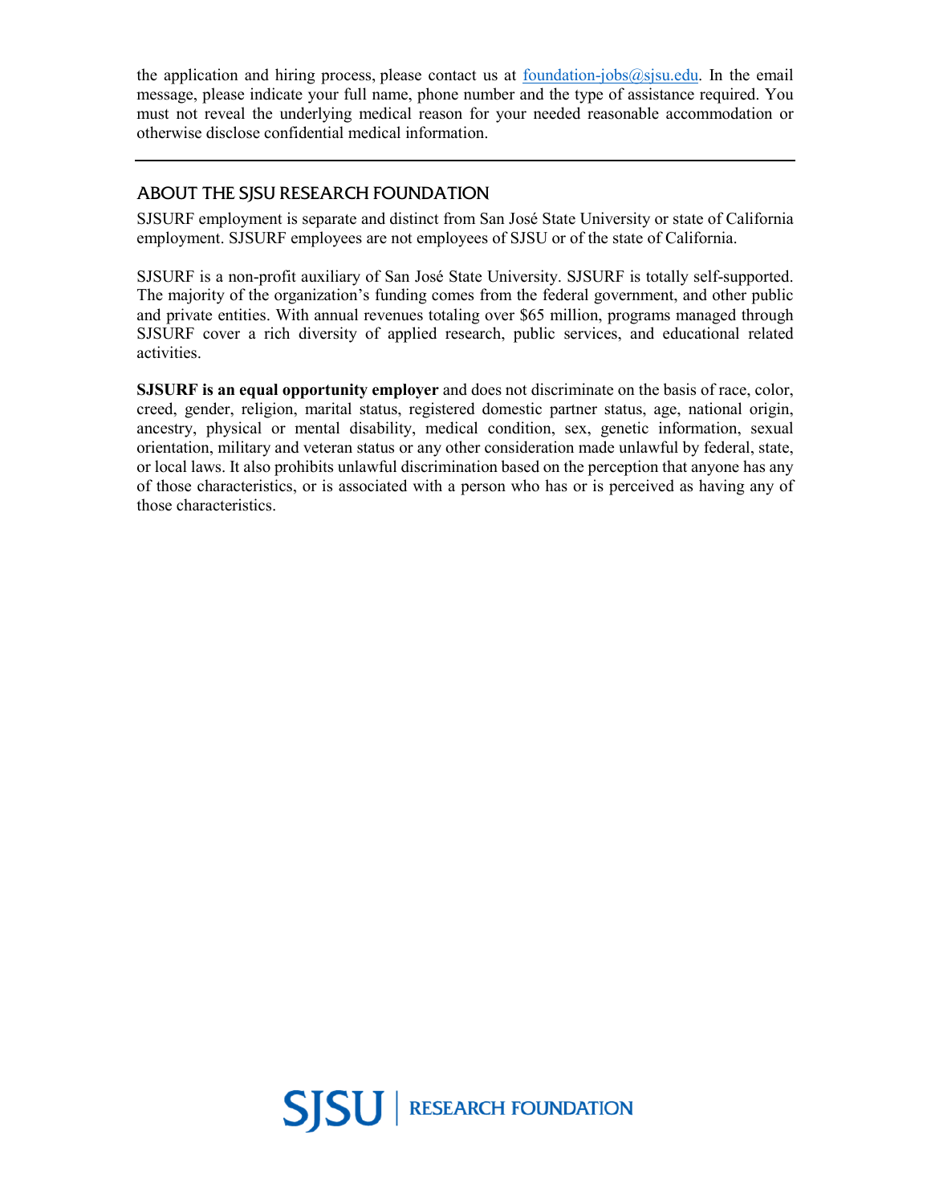the application and hiring process, please contact us at foundation-jobs@sjsu.edu. In the email message, please indicate your full name, phone number and the type of assistance required. You must not reveal the underlying medical reason for your needed reasonable accommodation or otherwise disclose confidential medical information.

---

## ABOUT THE SJSU RESEARCH FOUNDATION

SJSURF employment is separate and distinct from San José State University or state of California employment. SJSURF employees are not employees of SJSU or of the state of California.

SJSURF is a non-profit auxiliary of San José State University. SJSURF is totally self-supported. The majority of the organization's funding comes from the federal government, and other public and private entities. With annual revenues totaling over $65 million, programs managed through SJSURF cover a rich diversity of applied research, public services, and educational related activities.

**SJSURF is an equal opportunity employer** and does not discriminate on the basis of race, color, creed, gender, religion, marital status, registered domestic partner status, age, national origin, ancestry, physical or mental disability, medical condition, sex, genetic information, sexual orientation, military and veteran status or any other consideration made unlawful by federal, state, or local laws. It also prohibits unlawful discrimination based on the perception that anyone has any of those characteristics, or is associated with a person who has or is perceived as having any of those characteristics.

SJSU | RESEARCH FOUNDATION